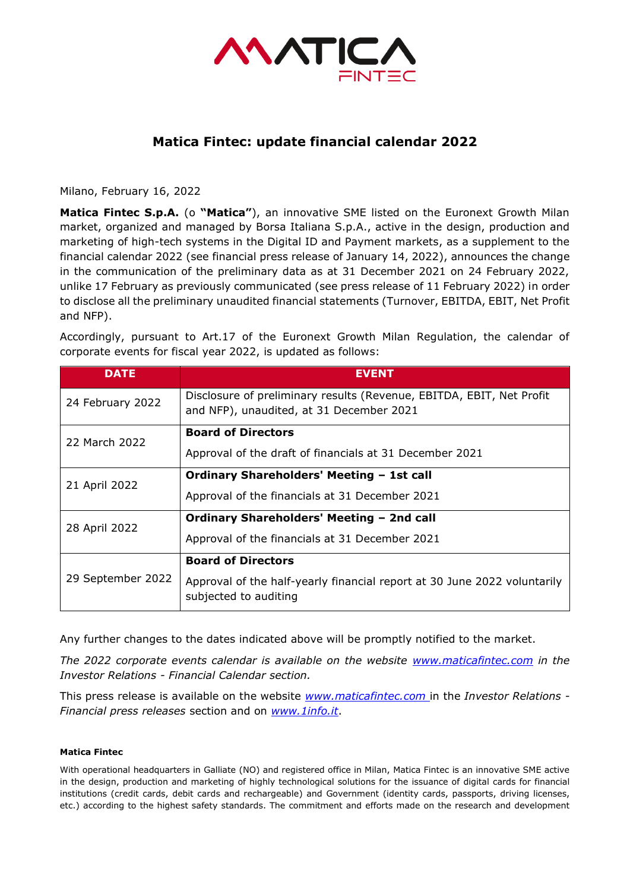# Matica Fintec: update financial calendar 2022

Milano, February 16, 2022

**Matica Fintec S.p.A.** (o **"Matica"**), an innovative SME listed on the Euronext Growth Milan market, organized and managed by Borsa Italiana S.p.A., active in the design, production and marketing of high-tech systems in the Digital ID and Payment markets, as a supplement to the financial calendar 2022 (see financial press release of January 14, 2022), announces the change in the communication of the preliminary data as at 31 December 2021 on 24 February 2022, unlike 17 February as previously communicated (see press release of 11 February 2022) in order to disclose all the preliminary unaudited financial statements (Turnover, EBITDA, EBIT, Net Profit and NFP).

Accordingly, pursuant to Art.17 of the Euronext Growth Milan Regulation, the calendar of corporate events for fiscal year 2022, is updated as follows:

| DATE | EVENT |
|---|---|
| 24 February 2022 | Disclosure of preliminary results (Revenue, EBITDA, EBIT, Net Profit and NFP), unaudited, at 31 December 2021 |
| 22 March 2022 | **Board of Directors**<br>Approval of the draft of financials at 31 December 2021 |
| 21 April 2022 | **Ordinary Shareholders' Meeting – 1st call**<br>Approval of the financials at 31 December 2021 |
| 28 April 2022 | **Ordinary Shareholders' Meeting – 2nd call**<br>Approval of the financials at 31 December 2021 |
| 29 September 2022 | **Board of Directors**<br>Approval of the half-yearly financial report at 30 June 2022 voluntarily subjected to auditing |

Any further changes to the dates indicated above will be promptly notified to the market.

*The 2022 corporate events calendar is available on the website [www.maticafintec.com](http://www.maticafintec.com) in the Investor Relations - Financial Calendar section.*

This press release is available on the website [www.maticafintec.com](http://www.maticafintec.com) in the *Investor Relations - Financial press releases* section and on [www.1info.it](http://www.1info.it).

**Matica Fintec**

With operational headquarters in Galliate (NO) and registered office in Milan, Matica Fintec is an innovative SME active in the design, production and marketing of highly technological solutions for the issuance of digital cards for financial institutions (credit cards, debit cards and rechargeable) and Government (identity cards, passports, driving licenses, etc.) according to the highest safety standards. The commitment and efforts made on the research and development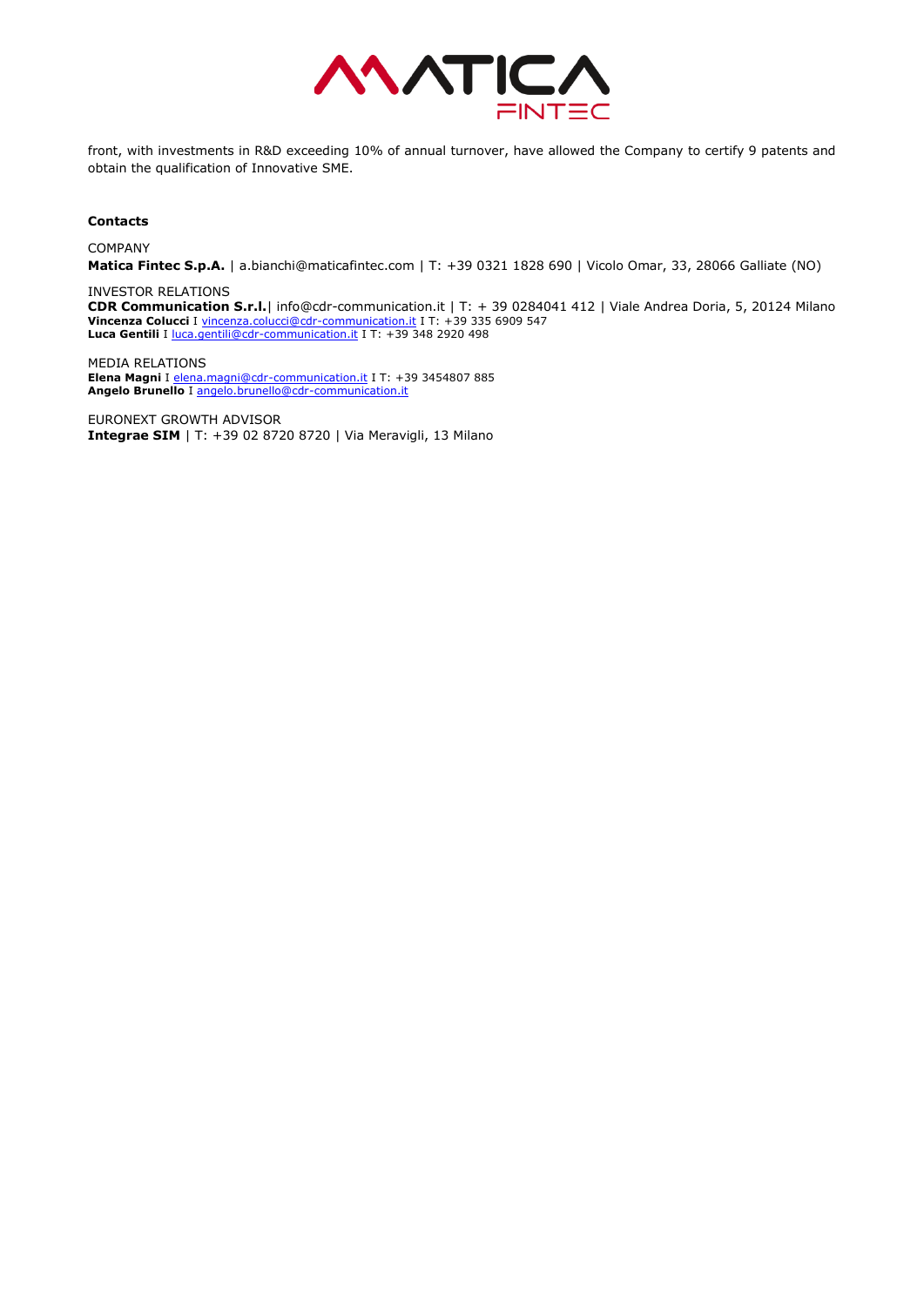front, with investments in R&D exceeding 10% of annual turnover, have allowed the Company to certify 9 patents and obtain the qualification of Innovative SME.

**Contacts**

COMPANY
**Matica Fintec S.p.A.** | a.bianchi@maticafintec.com | T: +39 0321 1828 690 | Vicolo Omar, 33, 28066 Galliate (NO)

INVESTOR RELATIONS
**CDR Communication S.r.l.**| info@cdr-communication.it | T: + 39 0284041 412 | Viale Andrea Doria, 5, 20124 Milano
**Vincenza Colucci** I vincenza.colucci@cdr-communication.it I T: +39 335 6909 547
**Luca Gentili** I luca.gentili@cdr-communication.it I T: +39 348 2920 498

MEDIA RELATIONS
**Elena Magni** I elena.magni@cdr-communication.it I T: +39 3454807 885
**Angelo Brunello** I angelo.brunello@cdr-communication.it

EURONEXT GROWTH ADVISOR
**Integrae SIM** | T: +39 02 8720 8720 | Via Meravigli, 13 Milano